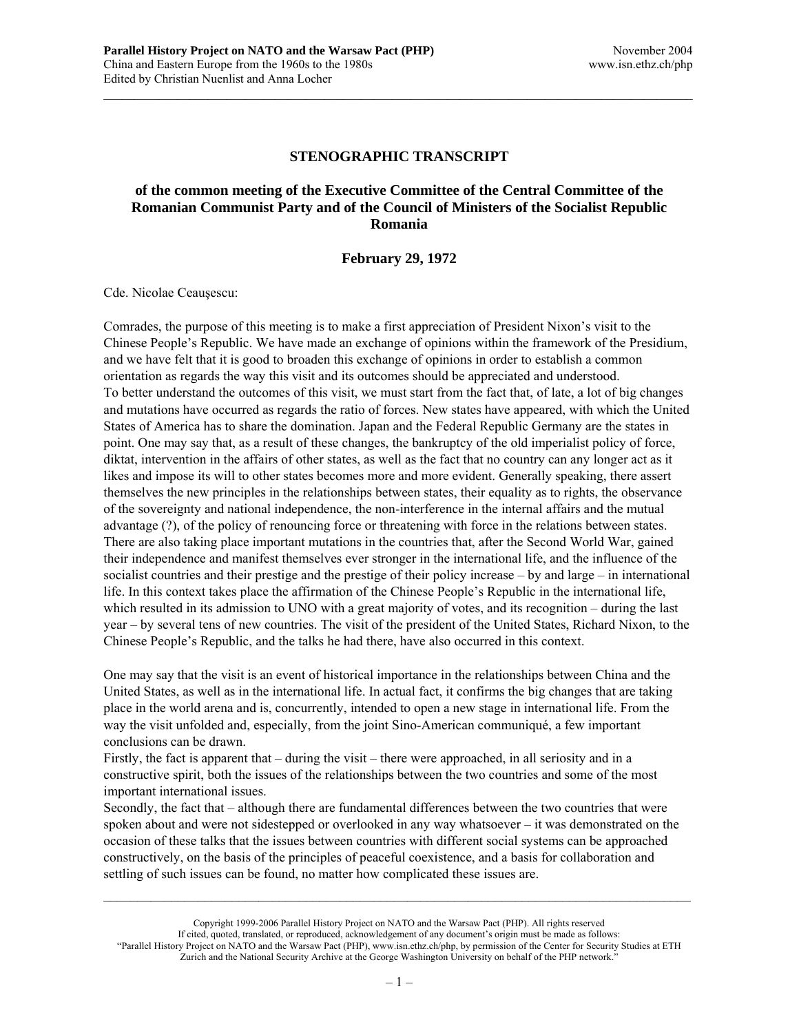## STENOGRAPHIC TRANSCRIPT

### of the common meeting of the Executive Committee of the Central Committee of the Romanian Communist Party and of the Council of Ministers of the Socialist Republic Romania

### February 29, 1972

Cde. Nicolae Ceauşescu:

Comrades, the purpose of this meeting is to make a first appreciation of President Nixon's visit to the Chinese People's Republic. We have made an exchange of opinions within the framework of the Presidium, and we have felt that it is good to broaden this exchange of opinions in order to establish a common orientation as regards the way this visit and its outcomes should be appreciated and understood.
To better understand the outcomes of this visit, we must start from the fact that, of late, a lot of big changes and mutations have occurred as regards the ratio of forces. New states have appeared, with which the United States of America has to share the domination. Japan and the Federal Republic Germany are the states in point. One may say that, as a result of these changes, the bankruptcy of the old imperialist policy of force, diktat, intervention in the affairs of other states, as well as the fact that no country can any longer act as it likes and impose its will to other states becomes more and more evident. Generally speaking, there assert themselves the new principles in the relationships between states, their equality as to rights, the observance of the sovereignty and national independence, the non-interference in the internal affairs and the mutual advantage (?), of the policy of renouncing force or threatening with force in the relations between states. There are also taking place important mutations in the countries that, after the Second World War, gained their independence and manifest themselves ever stronger in the international life, and the influence of the socialist countries and their prestige and the prestige of their policy increase – by and large – in international life. In this context takes place the affirmation of the Chinese People's Republic in the international life, which resulted in its admission to UNO with a great majority of votes, and its recognition – during the last year – by several tens of new countries. The visit of the president of the United States, Richard Nixon, to the Chinese People's Republic, and the talks he had there, have also occurred in this context.

One may say that the visit is an event of historical importance in the relationships between China and the United States, as well as in the international life. In actual fact, it confirms the big changes that are taking place in the world arena and is, concurrently, intended to open a new stage in international life. From the way the visit unfolded and, especially, from the joint Sino-American communiqué, a few important conclusions can be drawn.
Firstly, the fact is apparent that – during the visit – there were approached, in all seriosity and in a constructive spirit, both the issues of the relationships between the two countries and some of the most important international issues.
Secondly, the fact that – although there are fundamental differences between the two countries that were spoken about and were not sidestepped or overlooked in any way whatsoever – it was demonstrated on the occasion of these talks that the issues between countries with different social systems can be approached constructively, on the basis of the principles of peaceful coexistence, and a basis for collaboration and settling of such issues can be found, no matter how complicated these issues are.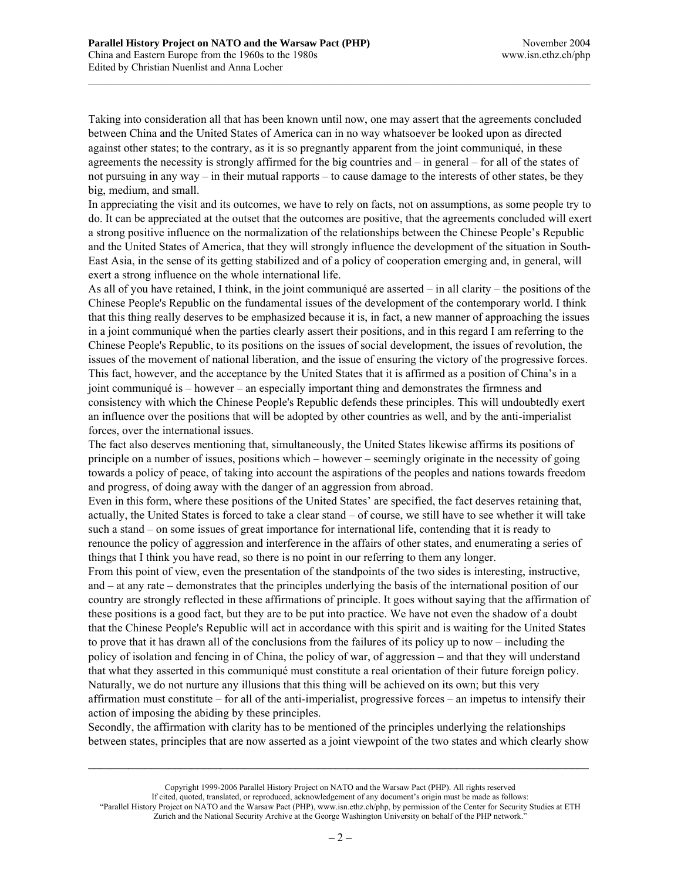Taking into consideration all that has been known until now, one may assert that the agreements concluded between China and the United States of America can in no way whatsoever be looked upon as directed against other states; to the contrary, as it is so pregnantly apparent from the joint communiqué, in these agreements the necessity is strongly affirmed for the big countries and – in general – for all of the states of not pursuing in any way – in their mutual rapports – to cause damage to the interests of other states, be they big, medium, and small.

In appreciating the visit and its outcomes, we have to rely on facts, not on assumptions, as some people try to do. It can be appreciated at the outset that the outcomes are positive, that the agreements concluded will exert a strong positive influence on the normalization of the relationships between the Chinese People's Republic and the United States of America, that they will strongly influence the development of the situation in South-East Asia, in the sense of its getting stabilized and of a policy of cooperation emerging and, in general, will exert a strong influence on the whole international life.

As all of you have retained, I think, in the joint communiqué are asserted – in all clarity – the positions of the Chinese People's Republic on the fundamental issues of the development of the contemporary world. I think that this thing really deserves to be emphasized because it is, in fact, a new manner of approaching the issues in a joint communiqué when the parties clearly assert their positions, and in this regard I am referring to the Chinese People's Republic, to its positions on the issues of social development, the issues of revolution, the issues of the movement of national liberation, and the issue of ensuring the victory of the progressive forces. This fact, however, and the acceptance by the United States that it is affirmed as a position of China's in a joint communiqué is – however – an especially important thing and demonstrates the firmness and consistency with which the Chinese People's Republic defends these principles. This will undoubtedly exert an influence over the positions that will be adopted by other countries as well, and by the anti-imperialist forces, over the international issues.

The fact also deserves mentioning that, simultaneously, the United States likewise affirms its positions of principle on a number of issues, positions which – however – seemingly originate in the necessity of going towards a policy of peace, of taking into account the aspirations of the peoples and nations towards freedom and progress, of doing away with the danger of an aggression from abroad.

Even in this form, where these positions of the United States' are specified, the fact deserves retaining that, actually, the United States is forced to take a clear stand – of course, we still have to see whether it will take such a stand – on some issues of great importance for international life, contending that it is ready to renounce the policy of aggression and interference in the affairs of other states, and enumerating a series of things that I think you have read, so there is no point in our referring to them any longer.

From this point of view, even the presentation of the standpoints of the two sides is interesting, instructive, and – at any rate – demonstrates that the principles underlying the basis of the international position of our country are strongly reflected in these affirmations of principle. It goes without saying that the affirmation of these positions is a good fact, but they are to be put into practice. We have not even the shadow of a doubt that the Chinese People's Republic will act in accordance with this spirit and is waiting for the United States to prove that it has drawn all of the conclusions from the failures of its policy up to now – including the policy of isolation and fencing in of China, the policy of war, of aggression – and that they will understand that what they asserted in this communiqué must constitute a real orientation of their future foreign policy. Naturally, we do not nurture any illusions that this thing will be achieved on its own; but this very affirmation must constitute – for all of the anti-imperialist, progressive forces – an impetus to intensify their action of imposing the abiding by these principles.

Secondly, the affirmation with clarity has to be mentioned of the principles underlying the relationships between states, principles that are now asserted as a joint viewpoint of the two states and which clearly show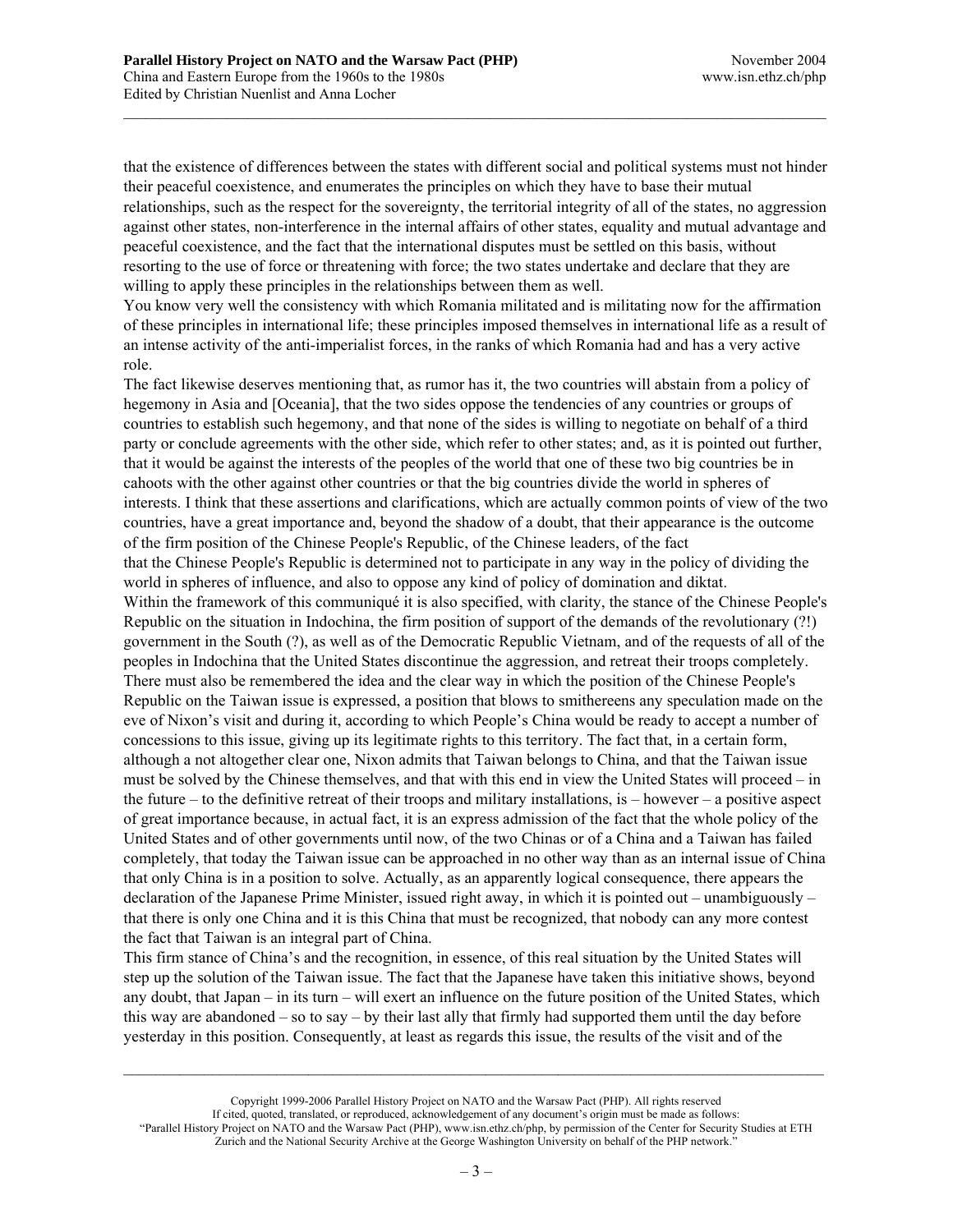that the existence of differences between the states with different social and political systems must not hinder their peaceful coexistence, and enumerates the principles on which they have to base their mutual relationships, such as the respect for the sovereignty, the territorial integrity of all of the states, no aggression against other states, non-interference in the internal affairs of other states, equality and mutual advantage and peaceful coexistence, and the fact that the international disputes must be settled on this basis, without resorting to the use of force or threatening with force; the two states undertake and declare that they are willing to apply these principles in the relationships between them as well.

You know very well the consistency with which Romania militated and is militating now for the affirmation of these principles in international life; these principles imposed themselves in international life as a result of an intense activity of the anti-imperialist forces, in the ranks of which Romania had and has a very active role.

The fact likewise deserves mentioning that, as rumor has it, the two countries will abstain from a policy of hegemony in Asia and [Oceania], that the two sides oppose the tendencies of any countries or groups of countries to establish such hegemony, and that none of the sides is willing to negotiate on behalf of a third party or conclude agreements with the other side, which refer to other states; and, as it is pointed out further, that it would be against the interests of the peoples of the world that one of these two big countries be in cahoots with the other against other countries or that the big countries divide the world in spheres of interests. I think that these assertions and clarifications, which are actually common points of view of the two countries, have a great importance and, beyond the shadow of a doubt, that their appearance is the outcome of the firm position of the Chinese People's Republic, of the Chinese leaders, of the fact that the Chinese People's Republic is determined not to participate in any way in the policy of dividing the world in spheres of influence, and also to oppose any kind of policy of domination and diktat.

Within the framework of this communiqué it is also specified, with clarity, the stance of the Chinese People's Republic on the situation in Indochina, the firm position of support of the demands of the revolutionary (?!) government in the South (?), as well as of the Democratic Republic Vietnam, and of the requests of all of the peoples in Indochina that the United States discontinue the aggression, and retreat their troops completely. There must also be remembered the idea and the clear way in which the position of the Chinese People's Republic on the Taiwan issue is expressed, a position that blows to smithereens any speculation made on the eve of Nixon's visit and during it, according to which People's China would be ready to accept a number of concessions to this issue, giving up its legitimate rights to this territory. The fact that, in a certain form, although a not altogether clear one, Nixon admits that Taiwan belongs to China, and that the Taiwan issue must be solved by the Chinese themselves, and that with this end in view the United States will proceed – in the future – to the definitive retreat of their troops and military installations, is – however – a positive aspect of great importance because, in actual fact, it is an express admission of the fact that the whole policy of the United States and of other governments until now, of the two Chinas or of a China and a Taiwan has failed completely, that today the Taiwan issue can be approached in no other way than as an internal issue of China that only China is in a position to solve. Actually, as an apparently logical consequence, there appears the declaration of the Japanese Prime Minister, issued right away, in which it is pointed out – unambiguously – that there is only one China and it is this China that must be recognized, that nobody can any more contest the fact that Taiwan is an integral part of China.

This firm stance of China's and the recognition, in essence, of this real situation by the United States will step up the solution of the Taiwan issue. The fact that the Japanese have taken this initiative shows, beyond any doubt, that Japan – in its turn – will exert an influence on the future position of the United States, which this way are abandoned – so to say – by their last ally that firmly had supported them until the day before yesterday in this position. Consequently, at least as regards this issue, the results of the visit and of the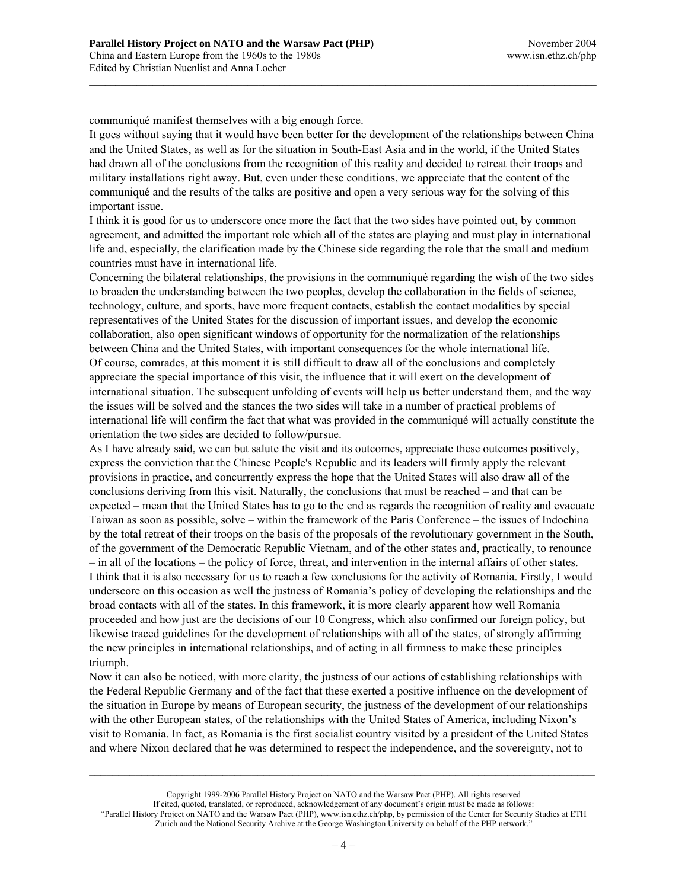communiqué manifest themselves with a big enough force.

It goes without saying that it would have been better for the development of the relationships between China and the United States, as well as for the situation in South-East Asia and in the world, if the United States had drawn all of the conclusions from the recognition of this reality and decided to retreat their troops and military installations right away. But, even under these conditions, we appreciate that the content of the communiqué and the results of the talks are positive and open a very serious way for the solving of this important issue.

I think it is good for us to underscore once more the fact that the two sides have pointed out, by common agreement, and admitted the important role which all of the states are playing and must play in international life and, especially, the clarification made by the Chinese side regarding the role that the small and medium countries must have in international life.

Concerning the bilateral relationships, the provisions in the communiqué regarding the wish of the two sides to broaden the understanding between the two peoples, develop the collaboration in the fields of science, technology, culture, and sports, have more frequent contacts, establish the contact modalities by special representatives of the United States for the discussion of important issues, and develop the economic collaboration, also open significant windows of opportunity for the normalization of the relationships between China and the United States, with important consequences for the whole international life.

Of course, comrades, at this moment it is still difficult to draw all of the conclusions and completely appreciate the special importance of this visit, the influence that it will exert on the development of international situation. The subsequent unfolding of events will help us better understand them, and the way the issues will be solved and the stances the two sides will take in a number of practical problems of international life will confirm the fact that what was provided in the communiqué will actually constitute the orientation the two sides are decided to follow/pursue.

As I have already said, we can but salute the visit and its outcomes, appreciate these outcomes positively, express the conviction that the Chinese People's Republic and its leaders will firmly apply the relevant provisions in practice, and concurrently express the hope that the United States will also draw all of the conclusions deriving from this visit. Naturally, the conclusions that must be reached – and that can be expected – mean that the United States has to go to the end as regards the recognition of reality and evacuate Taiwan as soon as possible, solve – within the framework of the Paris Conference – the issues of Indochina by the total retreat of their troops on the basis of the proposals of the revolutionary government in the South, of the government of the Democratic Republic Vietnam, and of the other states and, practically, to renounce – in all of the locations – the policy of force, threat, and intervention in the internal affairs of other states.

I think that it is also necessary for us to reach a few conclusions for the activity of Romania. Firstly, I would underscore on this occasion as well the justness of Romania's policy of developing the relationships and the broad contacts with all of the states. In this framework, it is more clearly apparent how well Romania proceeded and how just are the decisions of our 10 Congress, which also confirmed our foreign policy, but likewise traced guidelines for the development of relationships with all of the states, of strongly affirming the new principles in international relationships, and of acting in all firmness to make these principles triumph.

Now it can also be noticed, with more clarity, the justness of our actions of establishing relationships with the Federal Republic Germany and of the fact that these exerted a positive influence on the development of the situation in Europe by means of European security, the justness of the development of our relationships with the other European states, of the relationships with the United States of America, including Nixon's visit to Romania. In fact, as Romania is the first socialist country visited by a president of the United States and where Nixon declared that he was determined to respect the independence, and the sovereignty, not to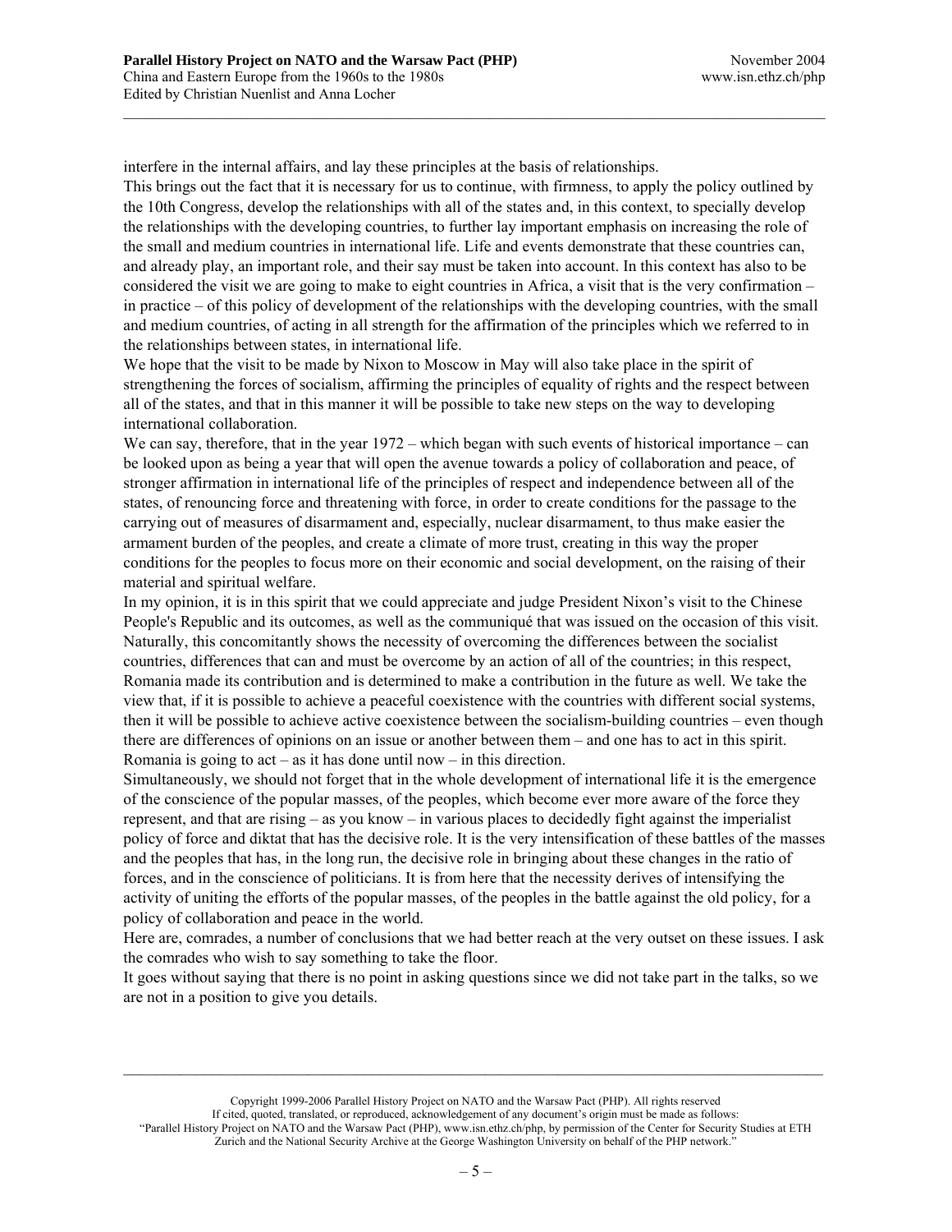interfere in the internal affairs, and lay these principles at the basis of relationships.

This brings out the fact that it is necessary for us to continue, with firmness, to apply the policy outlined by the 10th Congress, develop the relationships with all of the states and, in this context, to specially develop the relationships with the developing countries, to further lay important emphasis on increasing the role of the small and medium countries in international life. Life and events demonstrate that these countries can, and already play, an important role, and their say must be taken into account. In this context has also to be considered the visit we are going to make to eight countries in Africa, a visit that is the very confirmation – in practice – of this policy of development of the relationships with the developing countries, with the small and medium countries, of acting in all strength for the affirmation of the principles which we referred to in the relationships between states, in international life.

We hope that the visit to be made by Nixon to Moscow in May will also take place in the spirit of strengthening the forces of socialism, affirming the principles of equality of rights and the respect between all of the states, and that in this manner it will be possible to take new steps on the way to developing international collaboration.

We can say, therefore, that in the year 1972 – which began with such events of historical importance – can be looked upon as being a year that will open the avenue towards a policy of collaboration and peace, of stronger affirmation in international life of the principles of respect and independence between all of the states, of renouncing force and threatening with force, in order to create conditions for the passage to the carrying out of measures of disarmament and, especially, nuclear disarmament, to thus make easier the armament burden of the peoples, and create a climate of more trust, creating in this way the proper conditions for the peoples to focus more on their economic and social development, on the raising of their material and spiritual welfare.

In my opinion, it is in this spirit that we could appreciate and judge President Nixon's visit to the Chinese People's Republic and its outcomes, as well as the communiqué that was issued on the occasion of this visit. Naturally, this concomitantly shows the necessity of overcoming the differences between the socialist countries, differences that can and must be overcome by an action of all of the countries; in this respect, Romania made its contribution and is determined to make a contribution in the future as well. We take the view that, if it is possible to achieve a peaceful coexistence with the countries with different social systems, then it will be possible to achieve active coexistence between the socialism-building countries – even though there are differences of opinions on an issue or another between them – and one has to act in this spirit. Romania is going to act – as it has done until now – in this direction.

Simultaneously, we should not forget that in the whole development of international life it is the emergence of the conscience of the popular masses, of the peoples, which become ever more aware of the force they represent, and that are rising – as you know – in various places to decidedly fight against the imperialist policy of force and diktat that has the decisive role. It is the very intensification of these battles of the masses and the peoples that has, in the long run, the decisive role in bringing about these changes in the ratio of forces, and in the conscience of politicians. It is from here that the necessity derives of intensifying the activity of uniting the efforts of the popular masses, of the peoples in the battle against the old policy, for a policy of collaboration and peace in the world.

Here are, comrades, a number of conclusions that we had better reach at the very outset on these issues. I ask the comrades who wish to say something to take the floor.

It goes without saying that there is no point in asking questions since we did not take part in the talks, so we are not in a position to give you details.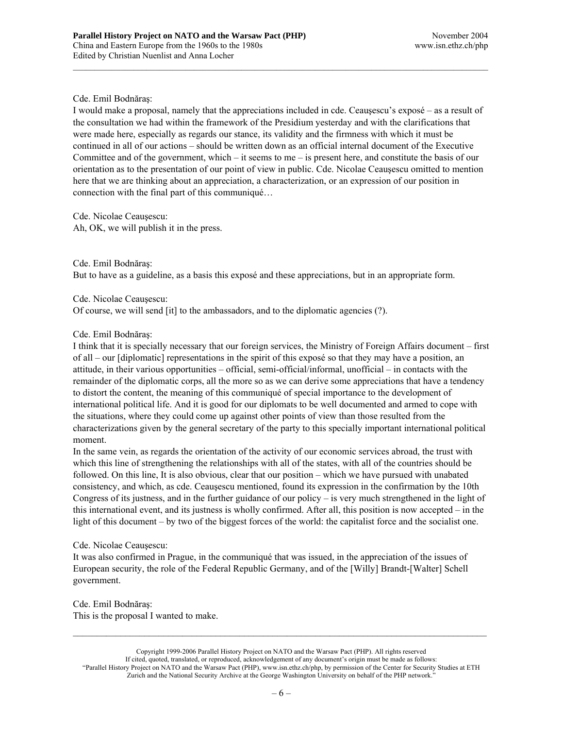Cde. Emil Bodnăraş:
I would make a proposal, namely that the appreciations included in cde. Ceauşescu's exposé – as a result of the consultation we had within the framework of the Presidium yesterday and with the clarifications that were made here, especially as regards our stance, its validity and the firmness with which it must be continued in all of our actions – should be written down as an official internal document of the Executive Committee and of the government, which – it seems to me – is present here, and constitute the basis of our orientation as to the presentation of our point of view in public. Cde. Nicolae Ceauşescu omitted to mention here that we are thinking about an appreciation, a characterization, or an expression of our position in connection with the final part of this communiqué…

Cde. Nicolae Ceauşescu:
Ah, OK, we will publish it in the press.

Cde. Emil Bodnăraş:
But to have as a guideline, as a basis this exposé and these appreciations, but in an appropriate form.

Cde. Nicolae Ceauşescu:
Of course, we will send [it] to the ambassadors, and to the diplomatic agencies (?).

Cde. Emil Bodnăraş:
I think that it is specially necessary that our foreign services, the Ministry of Foreign Affairs document – first of all – our [diplomatic] representations in the spirit of this exposé so that they may have a position, an attitude, in their various opportunities – official, semi-official/informal, unofficial – in contacts with the remainder of the diplomatic corps, all the more so as we can derive some appreciations that have a tendency to distort the content, the meaning of this communiqué of special importance to the development of international political life. And it is good for our diplomats to be well documented and armed to cope with the situations, where they could come up against other points of view than those resulted from the characterizations given by the general secretary of the party to this specially important international political moment.
In the same vein, as regards the orientation of the activity of our economic services abroad, the trust with which this line of strengthening the relationships with all of the states, with all of the countries should be followed. On this line, It is also obvious, clear that our position – which we have pursued with unabated consistency, and which, as cde. Ceauşescu mentioned, found its expression in the confirmation by the 10th Congress of its justness, and in the further guidance of our policy – is very much strengthened in the light of this international event, and its justness is wholly confirmed. After all, this position is now accepted – in the light of this document – by two of the biggest forces of the world: the capitalist force and the socialist one.

Cde. Nicolae Ceauşescu:
It was also confirmed in Prague, in the communiqué that was issued, in the appreciation of the issues of European security, the role of the Federal Republic Germany, and of the [Willy] Brandt-[Walter] Schell government.

Cde. Emil Bodnăraş:
This is the proposal I wanted to make.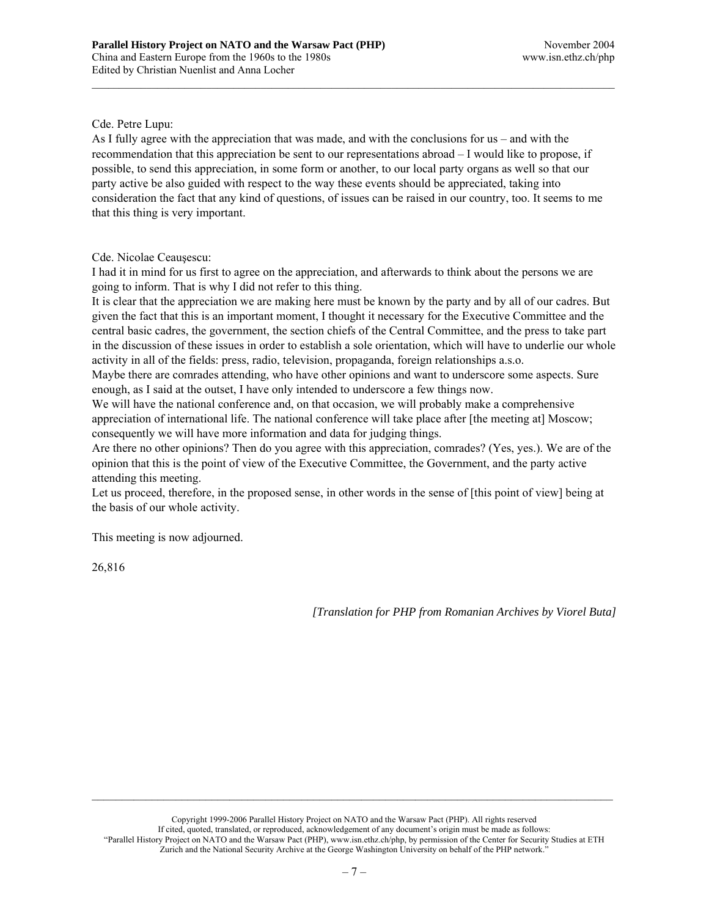Cde. Petre Lupu:

As I fully agree with the appreciation that was made, and with the conclusions for us – and with the recommendation that this appreciation be sent to our representations abroad – I would like to propose, if possible, to send this appreciation, in some form or another, to our local party organs as well so that our party active be also guided with respect to the way these events should be appreciated, taking into consideration the fact that any kind of questions, of issues can be raised in our country, too. It seems to me that this thing is very important.

Cde. Nicolae Ceaușescu:

I had it in mind for us first to agree on the appreciation, and afterwards to think about the persons we are going to inform. That is why I did not refer to this thing.

It is clear that the appreciation we are making here must be known by the party and by all of our cadres. But given the fact that this is an important moment, I thought it necessary for the Executive Committee and the central basic cadres, the government, the section chiefs of the Central Committee, and the press to take part in the discussion of these issues in order to establish a sole orientation, which will have to underlie our whole activity in all of the fields: press, radio, television, propaganda, foreign relationships a.s.o.

Maybe there are comrades attending, who have other opinions and want to underscore some aspects. Sure enough, as I said at the outset, I have only intended to underscore a few things now.

We will have the national conference and, on that occasion, we will probably make a comprehensive appreciation of international life. The national conference will take place after [the meeting at] Moscow; consequently we will have more information and data for judging things.

Are there no other opinions? Then do you agree with this appreciation, comrades? (Yes, yes.). We are of the opinion that this is the point of view of the Executive Committee, the Government, and the party active attending this meeting.

Let us proceed, therefore, in the proposed sense, in other words in the sense of [this point of view] being at the basis of our whole activity.

This meeting is now adjourned.

26,816

*[Translation for PHP from Romanian Archives by Viorel Buta]*